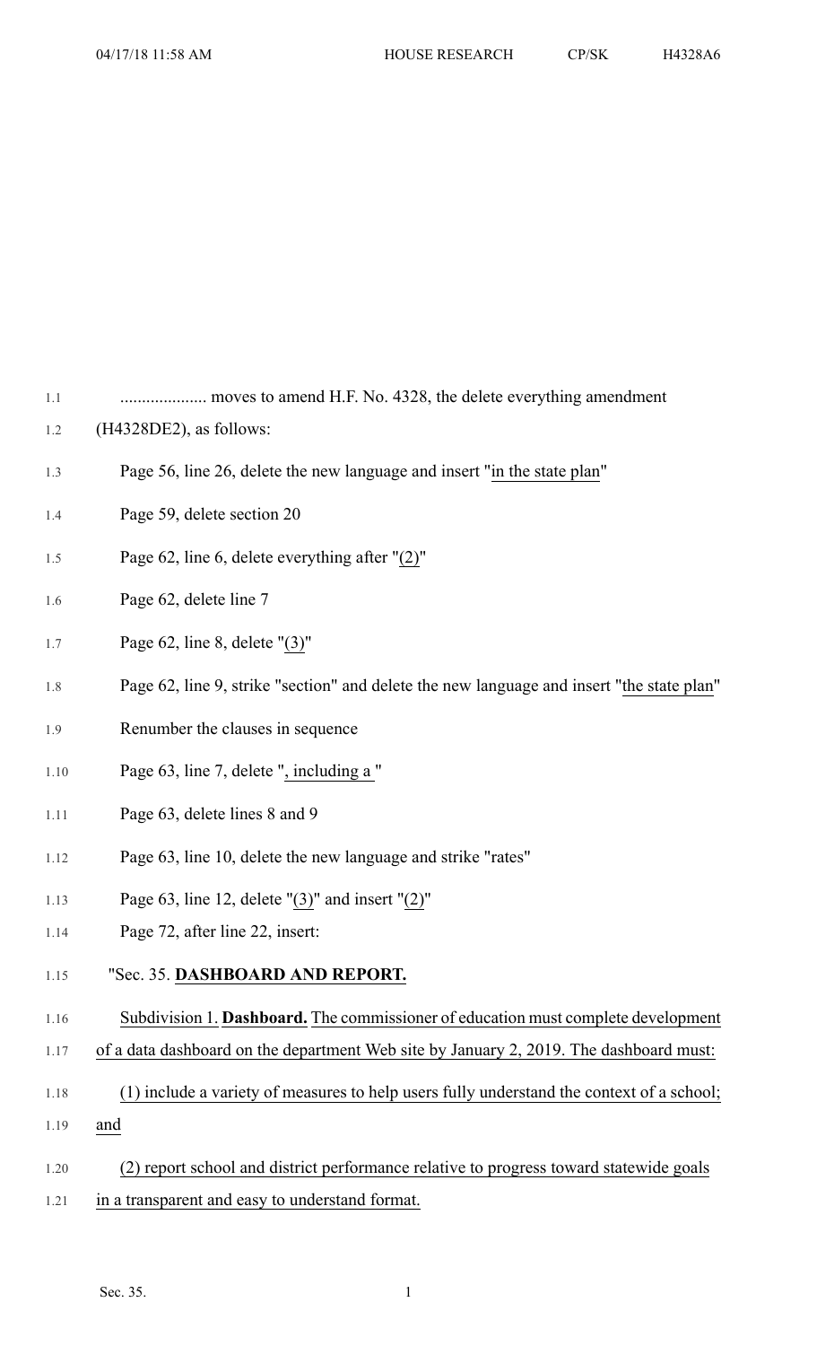.................... moves to amend H.F. No. 4328, the delete everything amendment (H4328DE2), as follows:

Page 56, line 26, delete the new language and insert "in the state plan"

Page 59, delete section 20

Page 62, line 6, delete everything after "(2)"

Page 62, delete line 7

Page 62, line 8, delete "(3)"

Page 62, line 9, strike "section" and delete the new language and insert "the state plan"

Renumber the clauses in sequence

Page 63, line 7, delete ", including a "

Page 63, delete lines 8 and 9

Page 63, line 10, delete the new language and strike "rates"

Page 63, line 12, delete "(3)" and insert "(2)"

Page 72, after line 22, insert:

"Sec. 35. **DASHBOARD AND REPORT.**

Subdivision 1. **Dashboard.** The commissioner of education must complete development of a data dashboard on the department Web site by January 2, 2019. The dashboard must:

(1) include a variety of measures to help users fully understand the context of a school; and

(2) report school and district performance relative to progress toward statewide goals in a transparent and easy to understand format.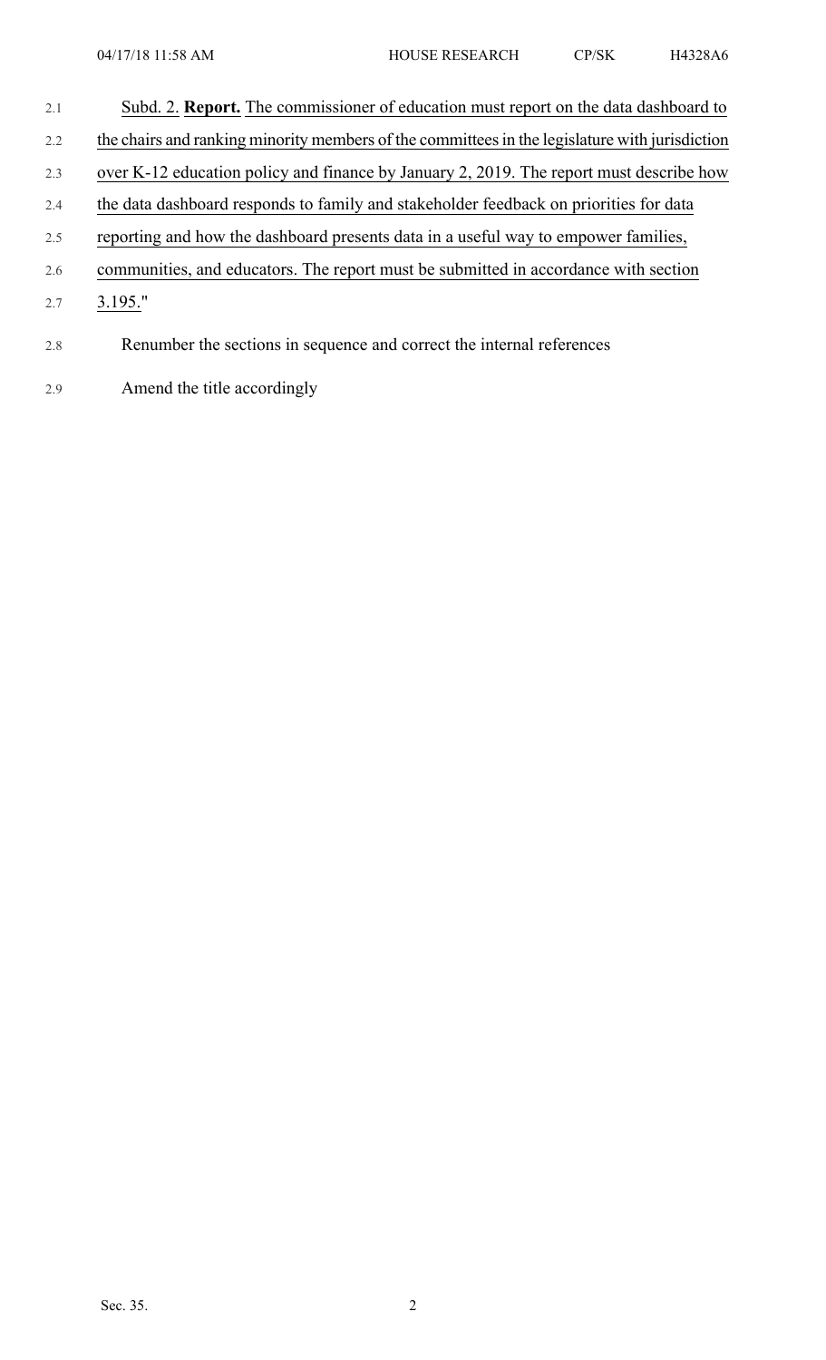Subd. 2. **Report.** The commissioner of education must report on the data dashboard to the chairs and ranking minority members of the committees in the legislature with jurisdiction over K-12 education policy and finance by January 2, 2019. The report must describe how the data dashboard responds to family and stakeholder feedback on priorities for data reporting and how the dashboard presents data in a useful way to empower families, communities, and educators. The report must be submitted in accordance with section 3.195."

Renumber the sections in sequence and correct the internal references

Amend the title accordingly